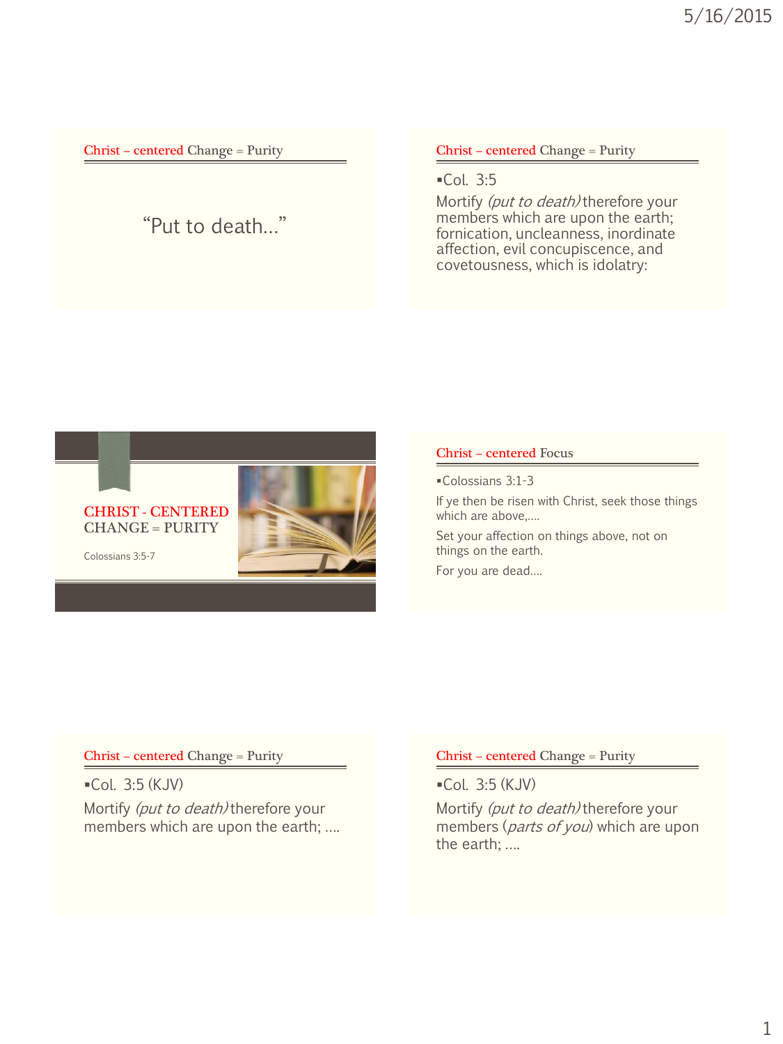## CHRIST - CENTERED CHANGE = PURITY

Colossians 3:5-7

---

## Christ – centered Focus

- Colossians 3:1-3

If ye then be risen with Christ, seek those things which are above,….

Set your affection on things above, not on things on the earth.

For you are dead….

---

## Christ – centered Change = Purity

"Put to death…"

---

## Christ – centered Change = Purity

- Col. 3:5

Mortify *(put to death)* therefore your members which are upon the earth; fornication, uncleanness, inordinate affection, evil concupiscence, and covetousness, which is idolatry:

---

## Christ – centered Change = Purity

- Col. 3:5 (KJV)

Mortify *(put to death)* therefore your members which are upon the earth; ….

---

## Christ – centered Change = Purity

- Col. 3:5 (KJV)

Mortify *(put to death)* therefore your members (*parts of you*) which are upon the earth; ….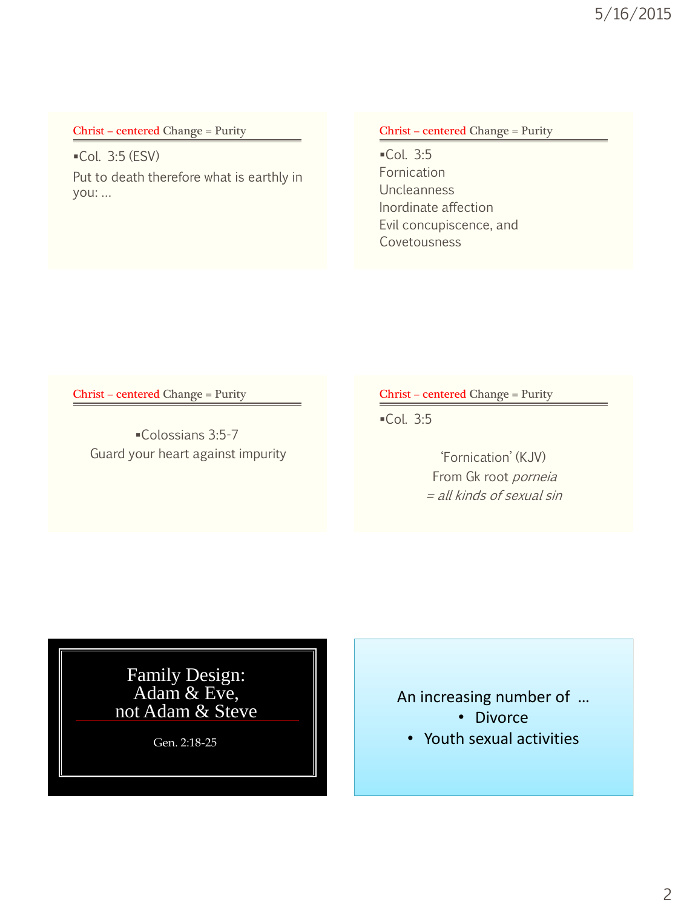## Christ – centered Change = Purity

- Col. 3:5 (ESV)

Put to death therefore what is earthly in you: …

## Christ – centered Change = Purity

- Col. 3:5

Fornication
Uncleanness
Inordinate affection
Evil concupiscence, and
Covetousness

## Christ – centered Change = Purity

- Colossians 3:5-7

Guard your heart against impurity

## Christ – centered Change = Purity

- Col. 3:5

'Fornication' (KJV)
From Gk root *porneia*
*= all kinds of sexual sin*

# Family Design: Adam & Eve, not Adam & Steve

Gen. 2:18-25

An increasing number of …

- Divorce
- Youth sexual activities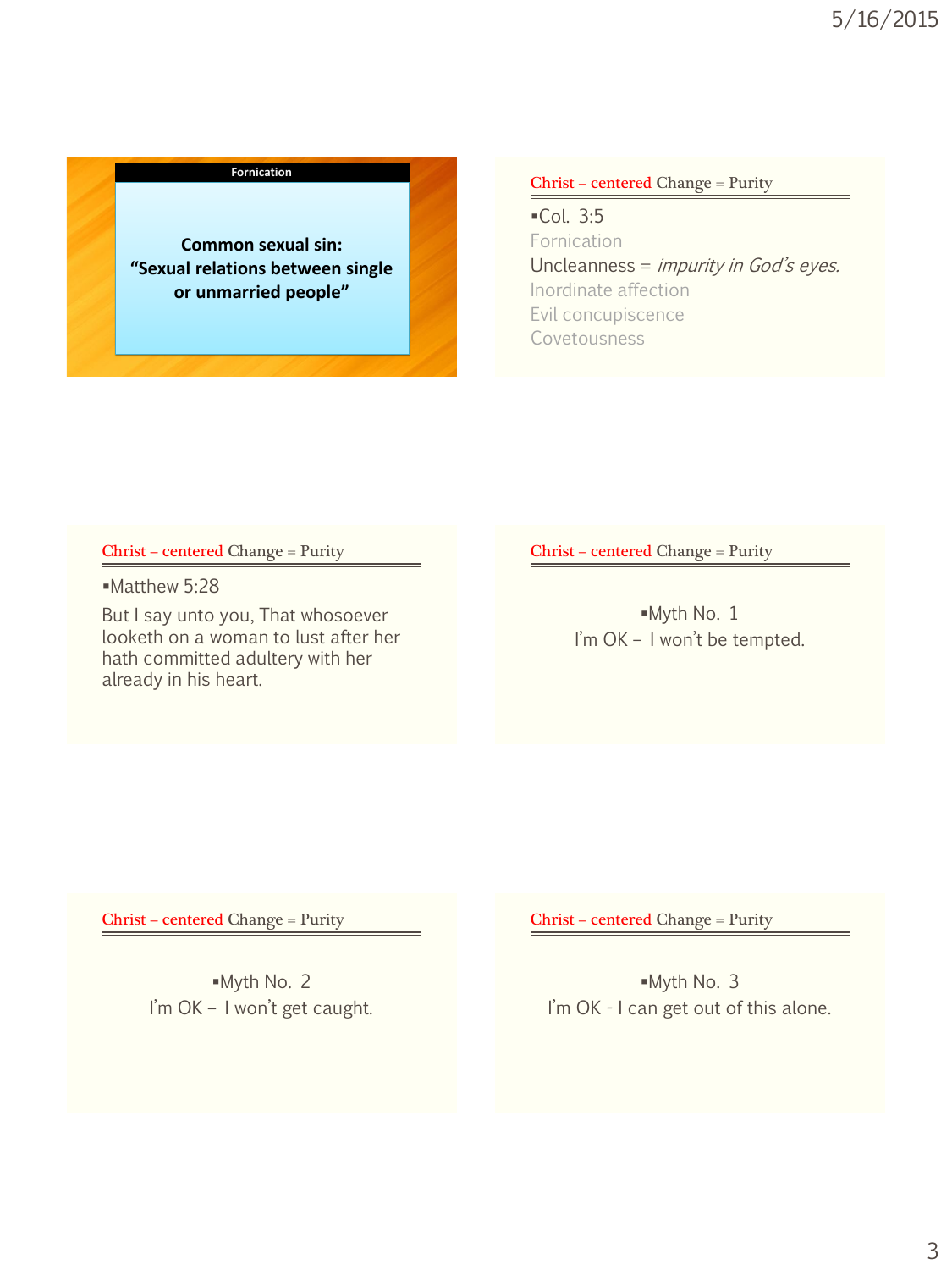## Fornication

**Common sexual sin:**
**"Sexual relations between single or unmarried people"**

## Christ – centered Change = Purity

- Col. 3:5

Fornication
Uncleanness = *impurity in God's eyes.*
Inordinate affection
Evil concupiscence
Covetousness

## Christ – centered Change = Purity

- Matthew 5:28

But I say unto you, That whosoever looketh on a woman to lust after her hath committed adultery with her already in his heart.

## Christ – centered Change = Purity

- Myth No. 1

I'm OK – I won't be tempted.

## Christ – centered Change = Purity

- Myth No. 2

I'm OK – I won't get caught.

## Christ – centered Change = Purity

- Myth No. 3

I'm OK - I can get out of this alone.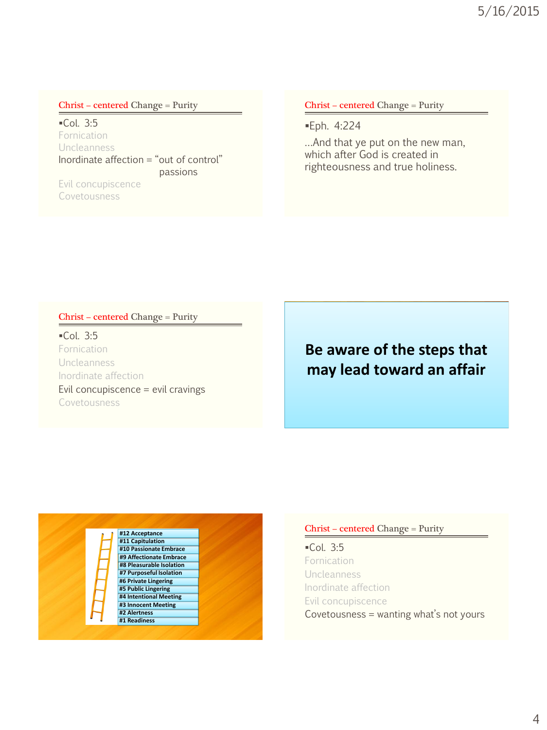## Christ – centered Change = Purity

- Col. 3:5

Fornication
Uncleanness
Inordinate affection = "out of control" passions
Evil concupiscence
Covetousness

## Christ – centered Change = Purity

- Eph. 4:224

...And that ye put on the new man, which after God is created in righteousness and true holiness.

## Christ – centered Change = Purity

- Col. 3:5

Fornication
Uncleanness
Inordinate affection
Evil concupiscence = evil cravings
Covetousness

## Be aware of the steps that may lead toward an affair

**#12 Acceptance**
**#11 Capitulation**
**#10 Passionate Embrace**
**#9 Affectionate Embrace**
**#8 Pleasurable Isolation**
**#7 Purposeful Isolation**
**#6 Private Lingering**
**#5 Public Lingering**
**#4 Intentional Meeting**
**#3 Innocent Meeting**
**#2 Alertness**
**#1 Readiness**

## Christ – centered Change = Purity

- Col. 3:5

Fornication
Uncleanness
Inordinate affection
Evil concupiscence
Covetousness = wanting what's not yours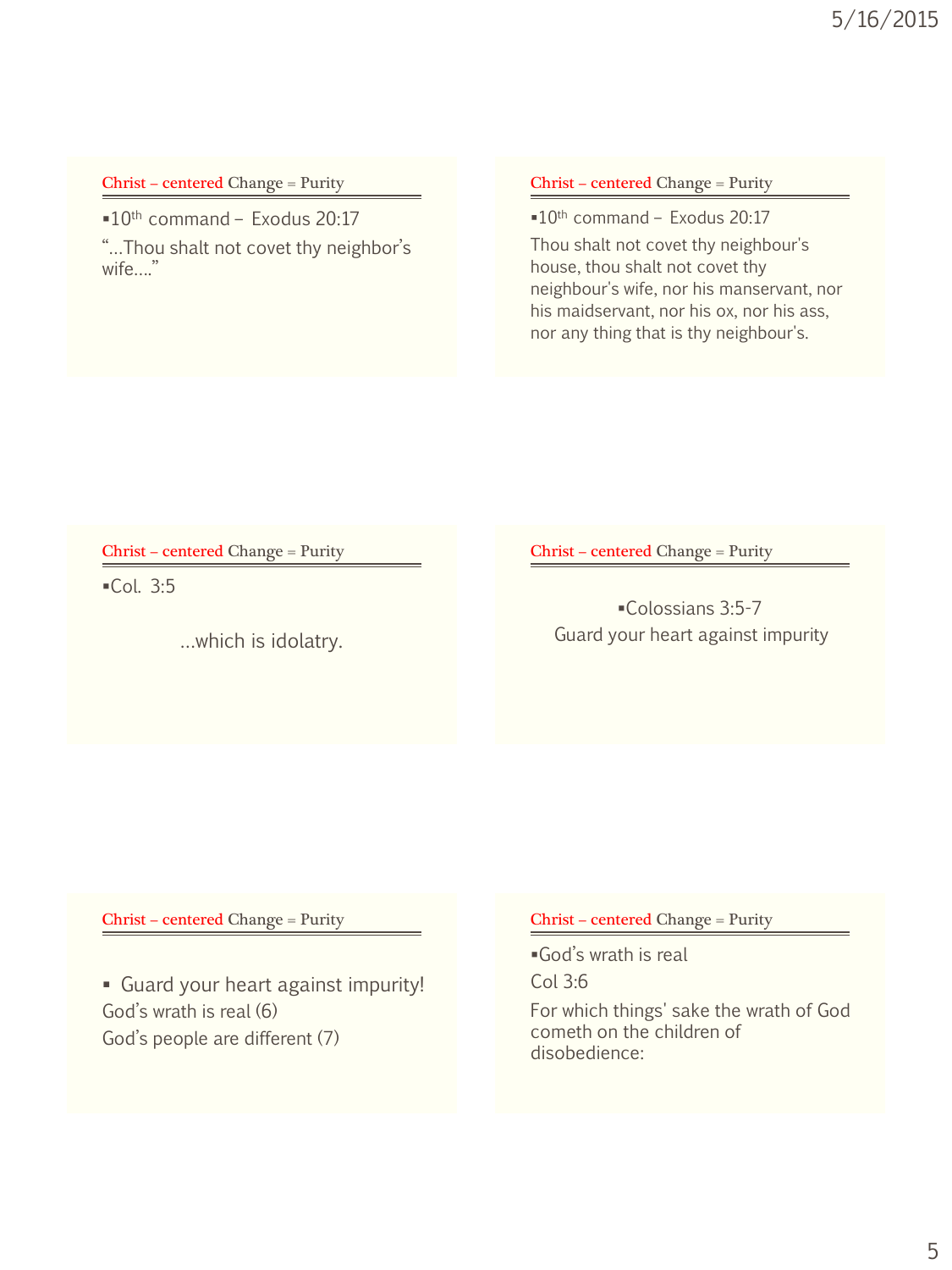## Christ – centered Change = Purity

- 10th command – Exodus 20:17

"…Thou shalt not covet thy neighbor's wife…."

## Christ – centered Change = Purity

- 10th command – Exodus 20:17

Thou shalt not covet thy neighbour's house, thou shalt not covet thy neighbour's wife, nor his manservant, nor his maidservant, nor his ox, nor his ass, nor any thing that is thy neighbour's.

## Christ – centered Change = Purity

- Col. 3:5

…which is idolatry.

## Christ – centered Change = Purity

- Colossians 3:5-7

Guard your heart against impurity

## Christ – centered Change = Purity

- Guard your heart against impurity!

God's wrath is real (6)

God's people are different (7)

## Christ – centered Change = Purity

- God's wrath is real

Col 3:6

For which things' sake the wrath of God cometh on the children of disobedience: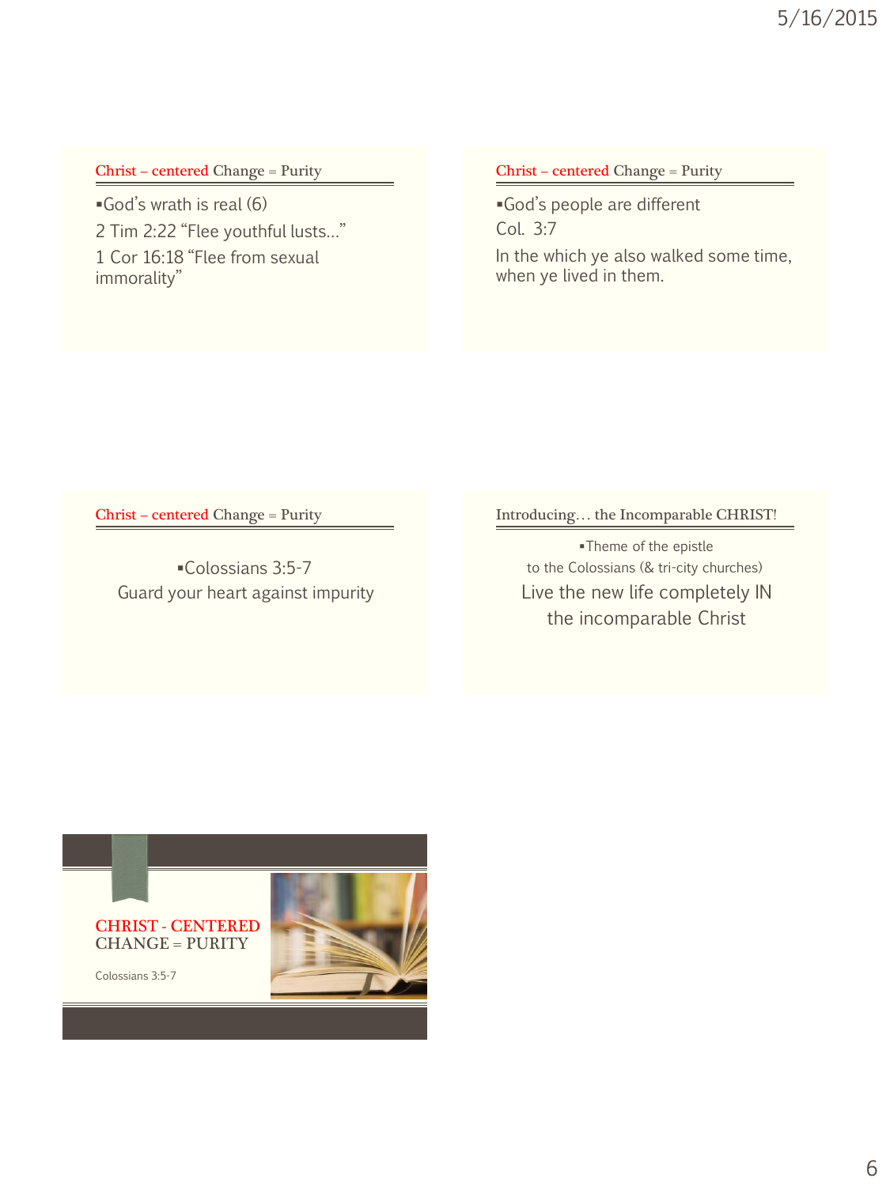## Christ – centered Change = Purity

- God's wrath is real (6)

2 Tim 2:22 "Flee youthful lusts..."

1 Cor 16:18 "Flee from sexual immorality"

## Christ – centered Change = Purity

- God's people are different

Col. 3:7

In the which ye also walked some time, when ye lived in them.

## Christ – centered Change = Purity

- Colossians 3:5-7

Guard your heart against impurity

## Introducing… the Incomparable CHRIST!

- Theme of the epistle to the Colossians (& tri-city churches)

Live the new life completely IN the incomparable Christ

# CHRIST - CENTERED CHANGE = PURITY

Colossians 3:5-7